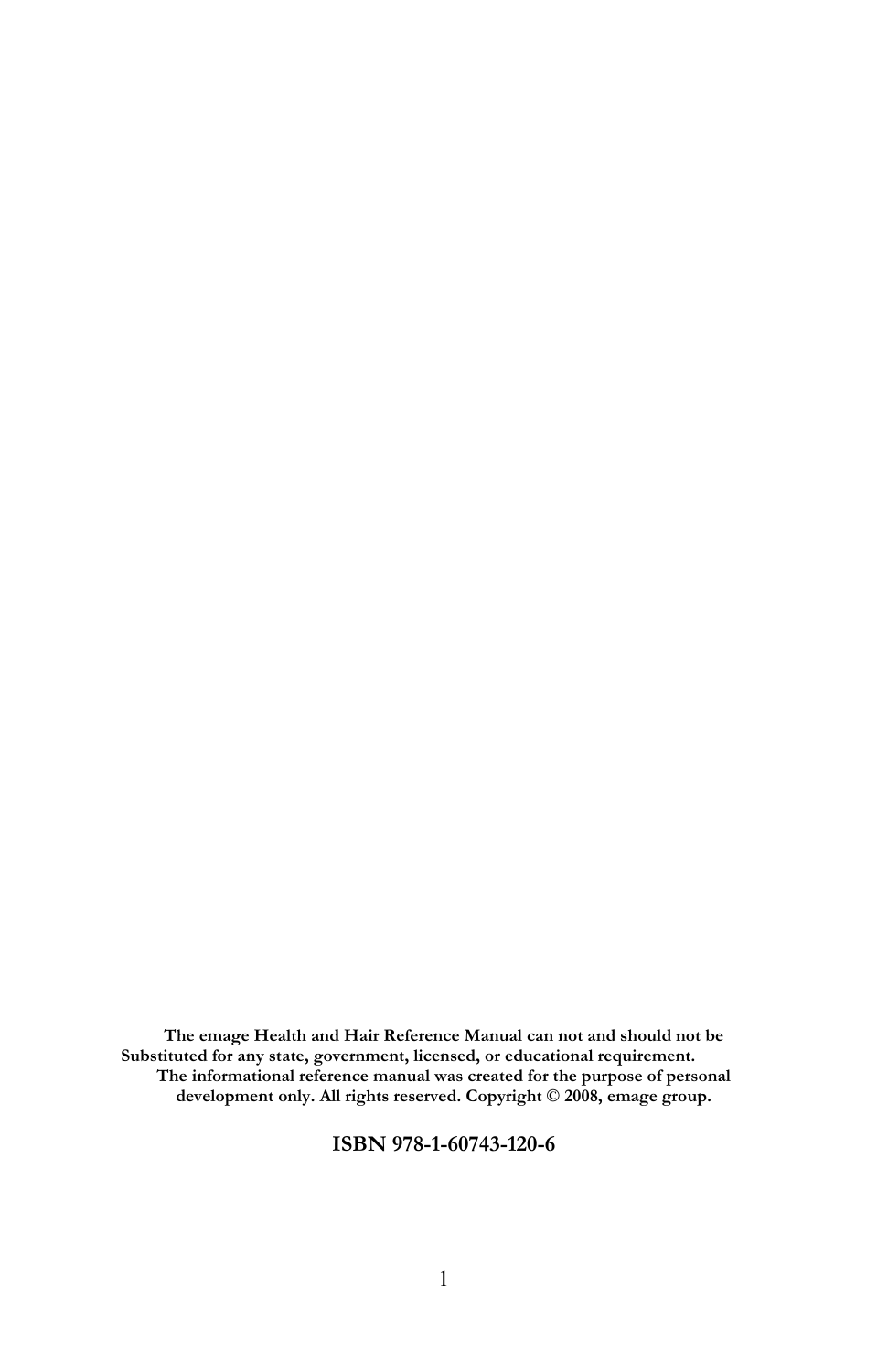**The emage Health and Hair Reference Manual can not and should not be Substituted for any state, government, licensed, or educational requirement. The informational reference manual was created for the purpose of personal development only. All rights reserved. Copyright © 2008, emage group.**

**ISBN 978-1-60743-120-6**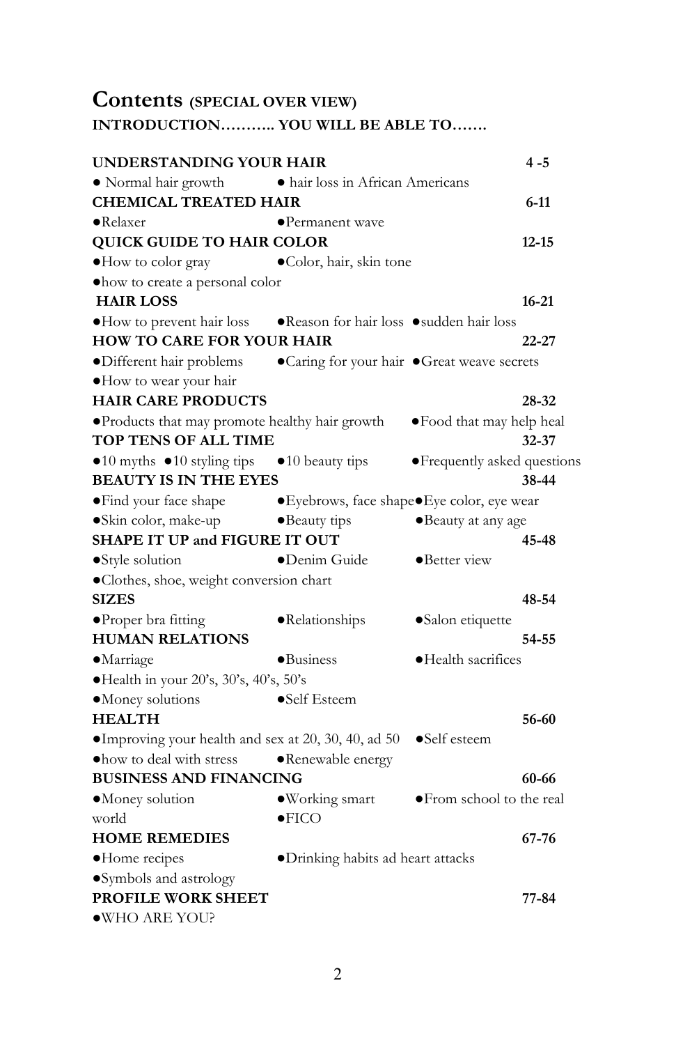# Contents (SPECIAL OVER VIEW)

**INTRODUCTION……….. YOU WILL BE ABLE TO…….**

| | |
|---|---|
| **UNDERSTANDING YOUR HAIR** | **4 -5** |
| ● Normal hair growth ● hair loss in African Americans | |
| **CHEMICAL TREATED HAIR** | **6-11** |
| ●Relaxer ●Permanent wave | |
| **QUICK GUIDE TO HAIR COLOR** | **12-15** |
| ●How to color gray ●Color, hair, skin tone ●how to create a personal color | |
| **HAIR LOSS** | **16-21** |
| ●How to prevent hair loss ●Reason for hair loss ●sudden hair loss | |
| **HOW TO CARE FOR YOUR HAIR** | **22-27** |
| ●Different hair problems ●Caring for your hair ●Great weave secrets ●How to wear your hair | |
| **HAIR CARE PRODUCTS** | **28-32** |
| ●Products that may promote healthy hair growth ●Food that may help heal | |
| **TOP TENS OF ALL TIME** | **32-37** |
| ●10 myths ●10 styling tips ●10 beauty tips ●Frequently asked questions | |
| **BEAUTY IS IN THE EYES** | **38-44** |
| ●Find your face shape ●Eyebrows, face shape ●Eye color, eye wear ●Skin color, make-up ●Beauty tips ●Beauty at any age | |
| **SHAPE IT UP and FIGURE IT OUT** | **45-48** |
| ●Style solution ●Denim Guide ●Better view ●Clothes, shoe, weight conversion chart | |
| **SIZES** | **48-54** |
| ●Proper bra fitting ●Relationships ●Salon etiquette | |
| **HUMAN RELATIONS** | **54-55** |
| ●Marriage ●Business ●Health sacrifices ●Health in your 20's, 30's, 40's, 50's ●Money solutions ●Self Esteem | |
| **HEALTH** | **56-60** |
| ●Improving your health and sex at 20, 30, 40, ad 50 ●Self esteem ●how to deal with stress ●Renewable energy | |
| **BUSINESS AND FINANCING** | **60-66** |
| ●Money solution ●Working smart ●From school to the real world ●FICO | |
| **HOME REMEDIES** | **67-76** |
| ●Home recipes ●Drinking habits ad heart attacks ●Symbols and astrology | |
| **PROFILE WORK SHEET** | **77-84** |
| ●WHO ARE YOU? | |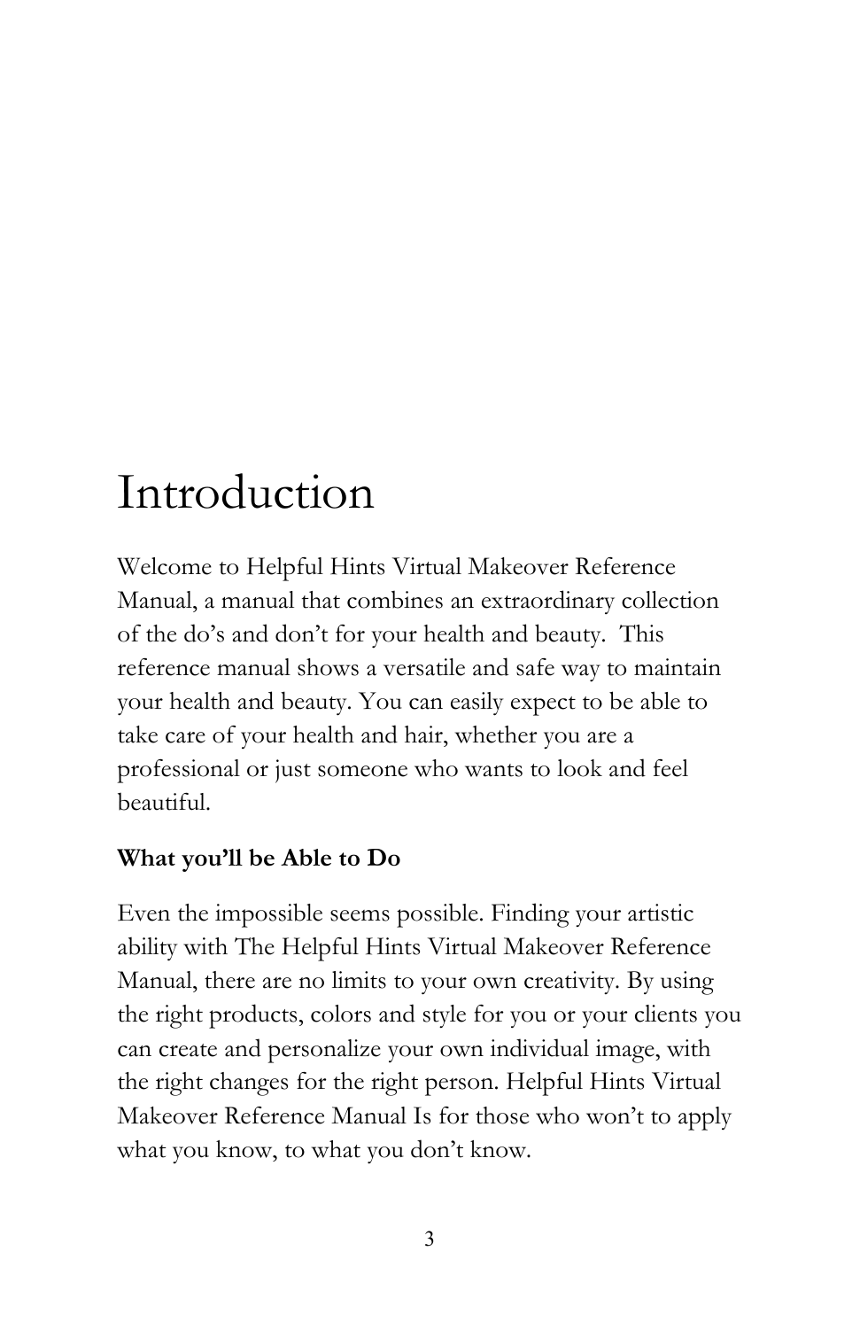# Introduction

Welcome to Helpful Hints Virtual Makeover Reference Manual, a manual that combines an extraordinary collection of the do's and don't for your health and beauty. This reference manual shows a versatile and safe way to maintain your health and beauty. You can easily expect to be able to take care of your health and hair, whether you are a professional or just someone who wants to look and feel beautiful.

**What you'll be Able to Do**

Even the impossible seems possible. Finding your artistic ability with The Helpful Hints Virtual Makeover Reference Manual, there are no limits to your own creativity. By using the right products, colors and style for you or your clients you can create and personalize your own individual image, with the right changes for the right person. Helpful Hints Virtual Makeover Reference Manual Is for those who won't to apply what you know, to what you don't know.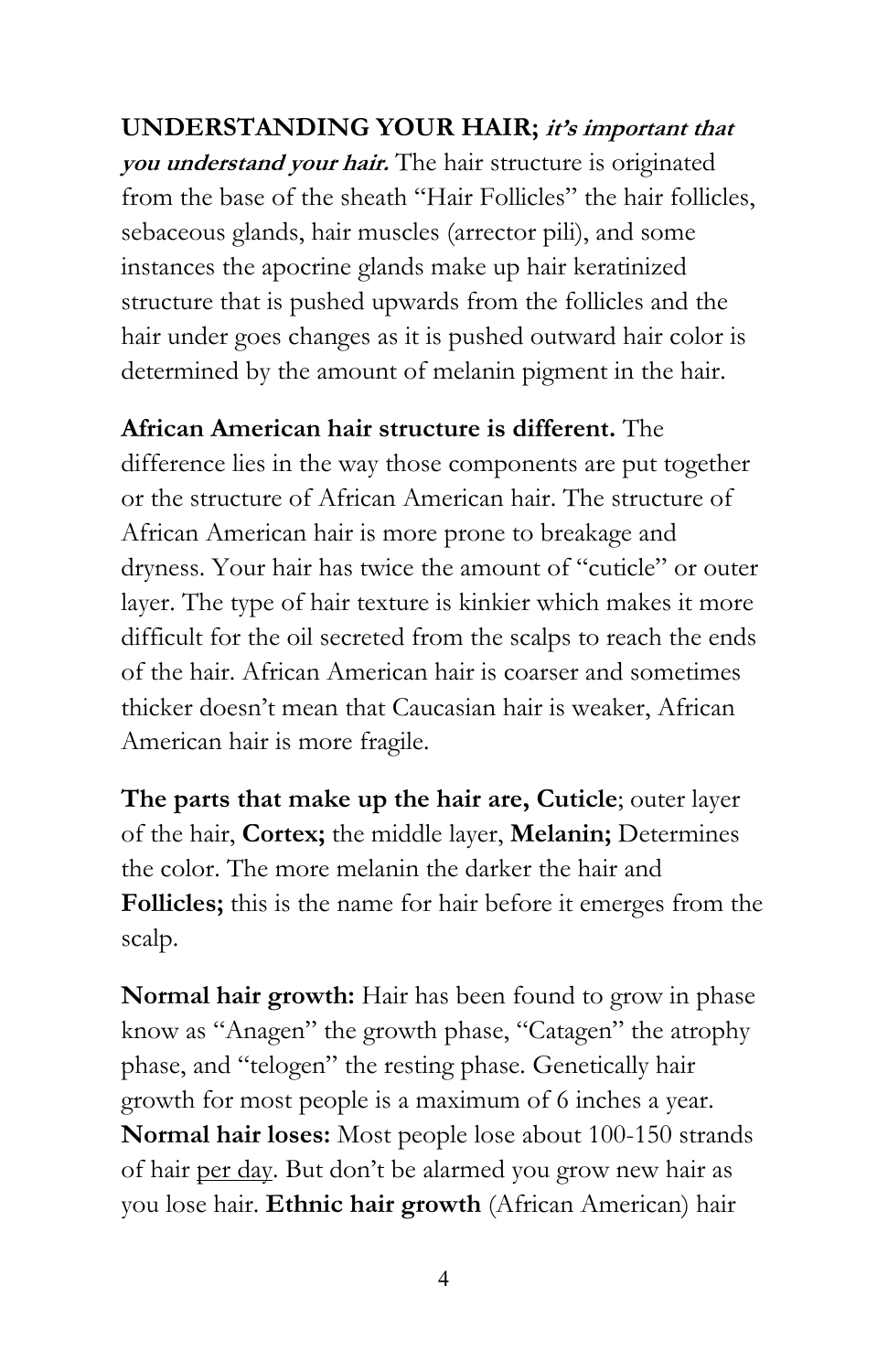**UNDERSTANDING YOUR HAIR; *it's important that you understand your hair.*** The hair structure is originated from the base of the sheath "Hair Follicles" the hair follicles, sebaceous glands, hair muscles (arrector pili), and some instances the apocrine glands make up hair keratinized structure that is pushed upwards from the follicles and the hair under goes changes as it is pushed outward hair color is determined by the amount of melanin pigment in the hair.

**African American hair structure is different.** The difference lies in the way those components are put together or the structure of African American hair. The structure of African American hair is more prone to breakage and dryness. Your hair has twice the amount of "cuticle" or outer layer. The type of hair texture is kinkier which makes it more difficult for the oil secreted from the scalps to reach the ends of the hair. African American hair is coarser and sometimes thicker doesn't mean that Caucasian hair is weaker, African American hair is more fragile.

**The parts that make up the hair are, Cuticle**; outer layer of the hair, **Cortex;** the middle layer, **Melanin;** Determines the color. The more melanin the darker the hair and **Follicles;** this is the name for hair before it emerges from the scalp.

**Normal hair growth:** Hair has been found to grow in phase know as "Anagen" the growth phase, "Catagen" the atrophy phase, and "telogen" the resting phase. Genetically hair growth for most people is a maximum of 6 inches a year. **Normal hair loses:** Most people lose about 100-150 strands of hair per day. But don't be alarmed you grow new hair as you lose hair. **Ethnic hair growth** (African American) hair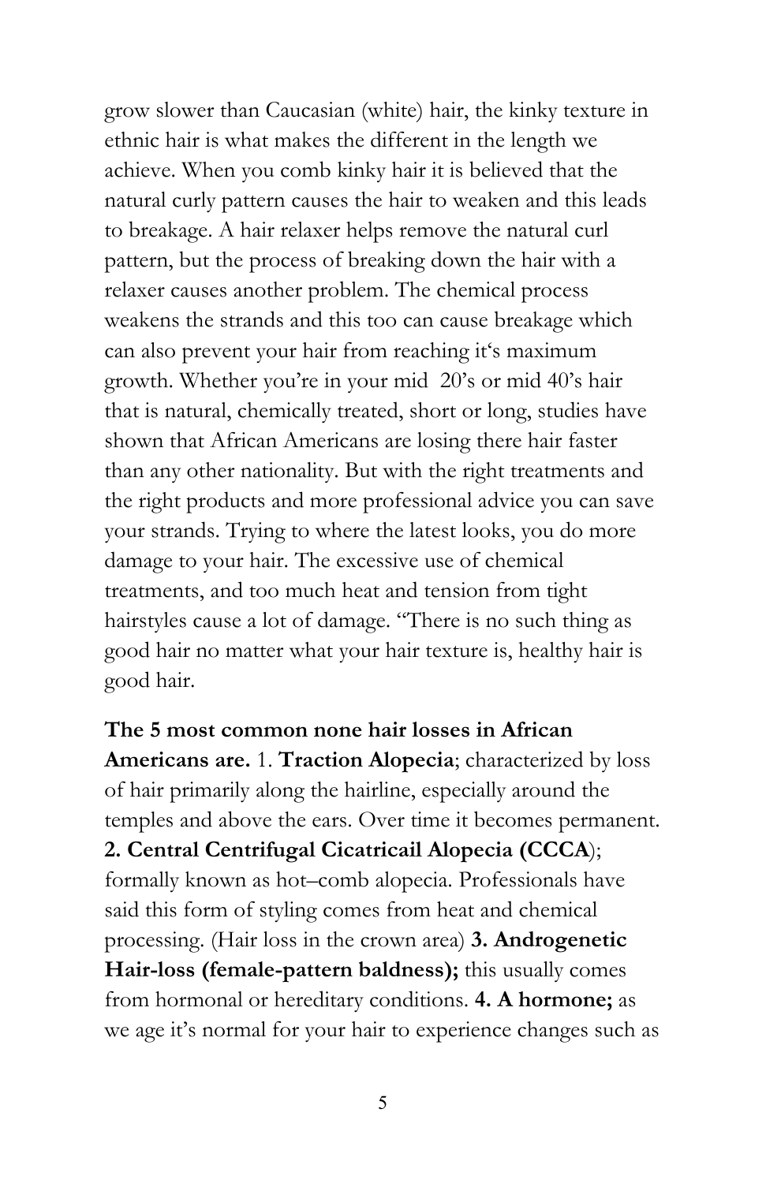grow slower than Caucasian (white) hair, the kinky texture in ethnic hair is what makes the different in the length we achieve. When you comb kinky hair it is believed that the natural curly pattern causes the hair to weaken and this leads to breakage. A hair relaxer helps remove the natural curl pattern, but the process of breaking down the hair with a relaxer causes another problem. The chemical process weakens the strands and this too can cause breakage which can also prevent your hair from reaching it's maximum growth. Whether you're in your mid 20's or mid 40's hair that is natural, chemically treated, short or long, studies have shown that African Americans are losing there hair faster than any other nationality. But with the right treatments and the right products and more professional advice you can save your strands. Trying to where the latest looks, you do more damage to your hair. The excessive use of chemical treatments, and too much heat and tension from tight hairstyles cause a lot of damage. "There is no such thing as good hair no matter what your hair texture is, healthy hair is good hair.

**The 5 most common none hair losses in African Americans are.** 1. **Traction Alopecia**; characterized by loss of hair primarily along the hairline, especially around the temples and above the ears. Over time it becomes permanent. **2. Central Centrifugal Cicatricail Alopecia (CCCA**); formally known as hot–comb alopecia. Professionals have said this form of styling comes from heat and chemical processing. (Hair loss in the crown area) **3. Androgenetic Hair-loss (female-pattern baldness);** this usually comes from hormonal or hereditary conditions. **4. A hormone;** as we age it's normal for your hair to experience changes such as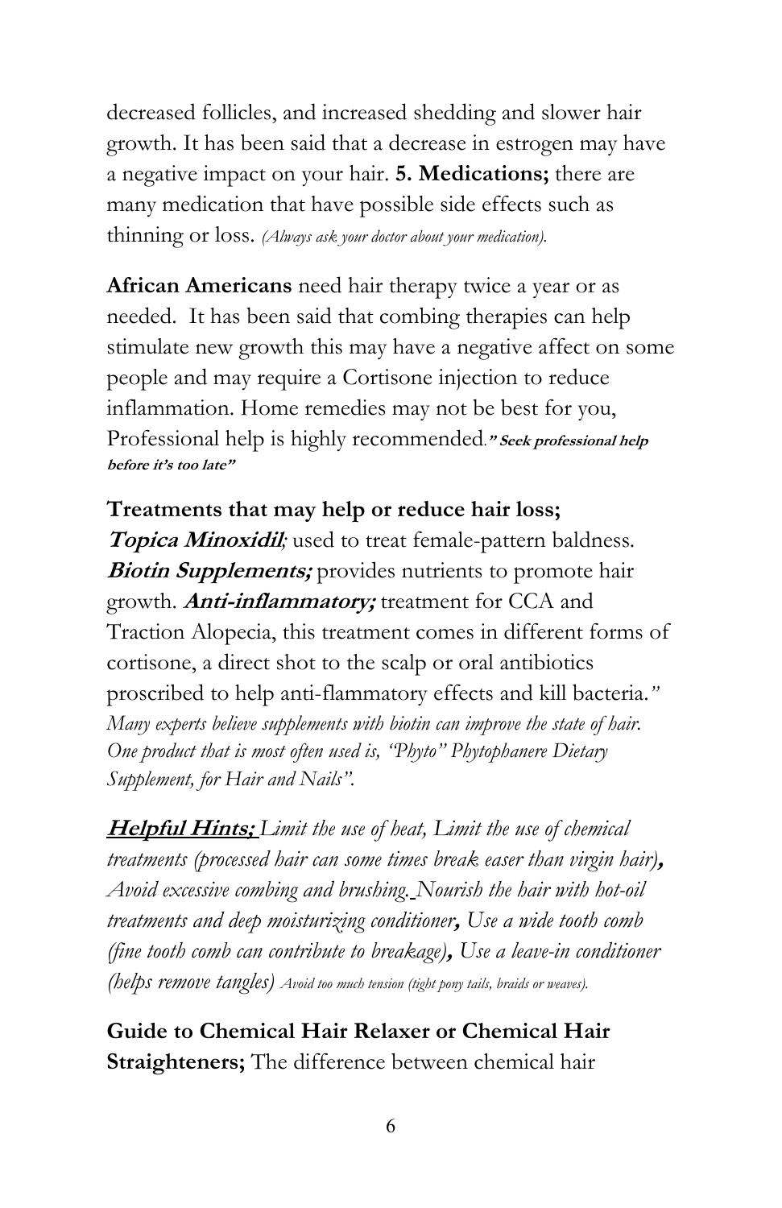decreased follicles, and increased shedding and slower hair growth. It has been said that a decrease in estrogen may have a negative impact on your hair. **5. Medications;** there are many medication that have possible side effects such as thinning or loss. *(Always ask your doctor about your medication).*

**African Americans** need hair therapy twice a year or as needed. It has been said that combing therapies can help stimulate new growth this may have a negative affect on some people and may require a Cortisone injection to reduce inflammation. Home remedies may not be best for you, Professional help is highly recommended.***" Seek professional help before it's too late"***

**Treatments that may help or reduce hair loss;**
***Topica Minoxidil****;* used to treat female-pattern baldness. ***Biotin Supplements;*** provides nutrients to promote hair growth. ***Anti-inflammatory;*** treatment for CCA and Traction Alopecia, this treatment comes in different forms of cortisone, a direct shot to the scalp or oral antibiotics proscribed to help anti-flammatory effects and kill bacteria.*" Many experts believe supplements with biotin can improve the state of hair. One product that is most often used is, "Phyto" Phytophanere Dietary Supplement, for Hair and Nails".*

***Helpful Hints;*** *Limit the use of heat, Limit the use of chemical treatments (processed hair can some times break easer than virgin hair)****,*** *Avoid excessive combing and brushing. Nourish the hair with hot-oil treatments and deep moisturizing conditioner****,*** *Use a wide tooth comb (fine tooth comb can contribute to breakage)****,*** *Use a leave-in conditioner (helps remove tangles) Avoid too much tension (tight pony tails, braids or weaves).*

**Guide to Chemical Hair Relaxer or Chemical Hair Straighteners;** The difference between chemical hair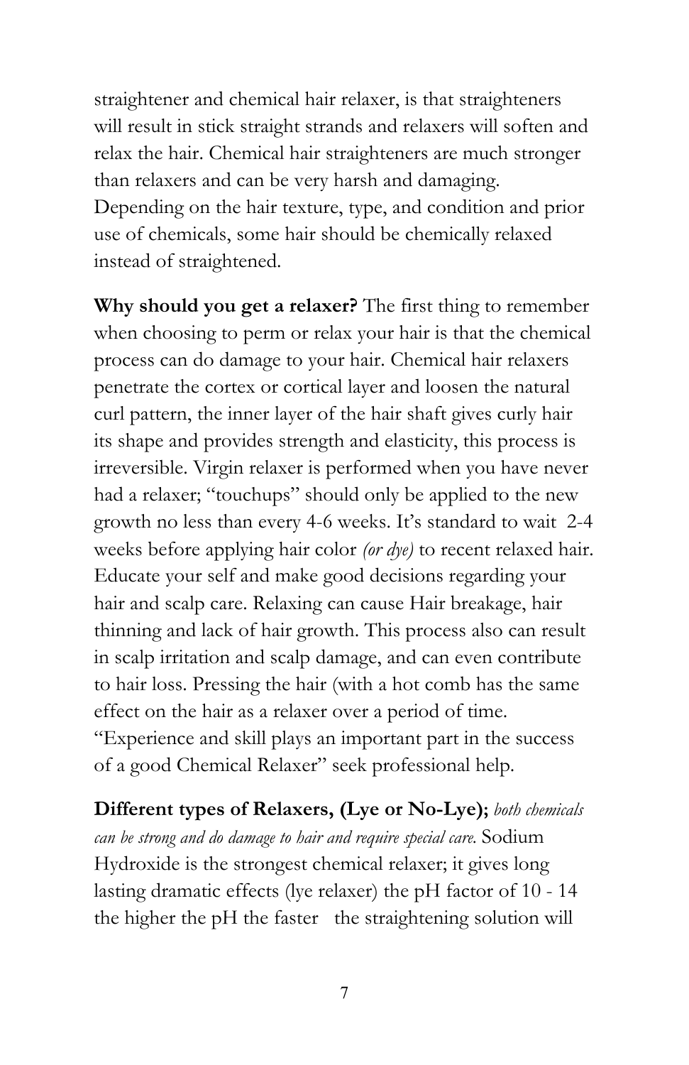straightener and chemical hair relaxer, is that straighteners will result in stick straight strands and relaxers will soften and relax the hair. Chemical hair straighteners are much stronger than relaxers and can be very harsh and damaging. Depending on the hair texture, type, and condition and prior use of chemicals, some hair should be chemically relaxed instead of straightened.

**Why should you get a relaxer?** The first thing to remember when choosing to perm or relax your hair is that the chemical process can do damage to your hair. Chemical hair relaxers penetrate the cortex or cortical layer and loosen the natural curl pattern, the inner layer of the hair shaft gives curly hair its shape and provides strength and elasticity, this process is irreversible. Virgin relaxer is performed when you have never had a relaxer; "touchups" should only be applied to the new growth no less than every 4-6 weeks. It's standard to wait 2-4 weeks before applying hair color *(or dye)* to recent relaxed hair. Educate your self and make good decisions regarding your hair and scalp care. Relaxing can cause Hair breakage, hair thinning and lack of hair growth. This process also can result in scalp irritation and scalp damage, and can even contribute to hair loss. Pressing the hair (with a hot comb has the same effect on the hair as a relaxer over a period of time. "Experience and skill plays an important part in the success of a good Chemical Relaxer" seek professional help.

**Different types of Relaxers, (Lye or No-Lye);** *both chemicals can be strong and do damage to hair and require special care.* Sodium Hydroxide is the strongest chemical relaxer; it gives long lasting dramatic effects (lye relaxer) the pH factor of 10 - 14 the higher the pH the faster the straightening solution will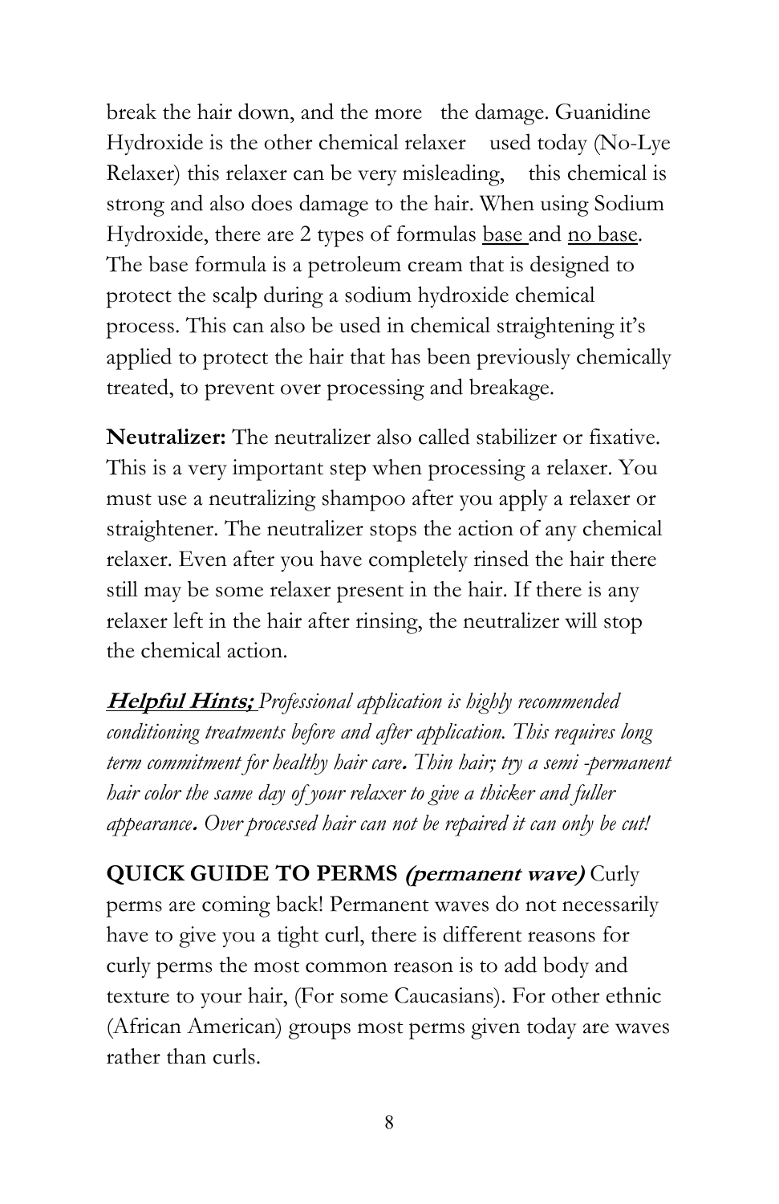break the hair down, and the more  the damage. Guanidine Hydroxide is the other chemical relaxer  used today (No-Lye Relaxer) this relaxer can be very misleading,  this chemical is strong and also does damage to the hair. When using Sodium Hydroxide, there are 2 types of formulas base and no base. The base formula is a petroleum cream that is designed to protect the scalp during a sodium hydroxide chemical process. This can also be used in chemical straightening it's applied to protect the hair that has been previously chemically treated, to prevent over processing and breakage.

**Neutralizer:** The neutralizer also called stabilizer or fixative. This is a very important step when processing a relaxer. You must use a neutralizing shampoo after you apply a relaxer or straightener. The neutralizer stops the action of any chemical relaxer. Even after you have completely rinsed the hair there still may be some relaxer present in the hair. If there is any relaxer left in the hair after rinsing, the neutralizer will stop the chemical action.

***Helpful Hints;*** *Professional application is highly recommended conditioning treatments before and after application. This requires long term commitment for healthy hair care. Thin hair; try a semi -permanent hair color the same day of your relaxer to give a thicker and fuller appearance. Over processed hair can not be repaired it can only be cut!*

**QUICK GUIDE TO PERMS *(permanent wave)*** Curly perms are coming back! Permanent waves do not necessarily have to give you a tight curl, there is different reasons for curly perms the most common reason is to add body and texture to your hair, (For some Caucasians). For other ethnic (African American) groups most perms given today are waves rather than curls.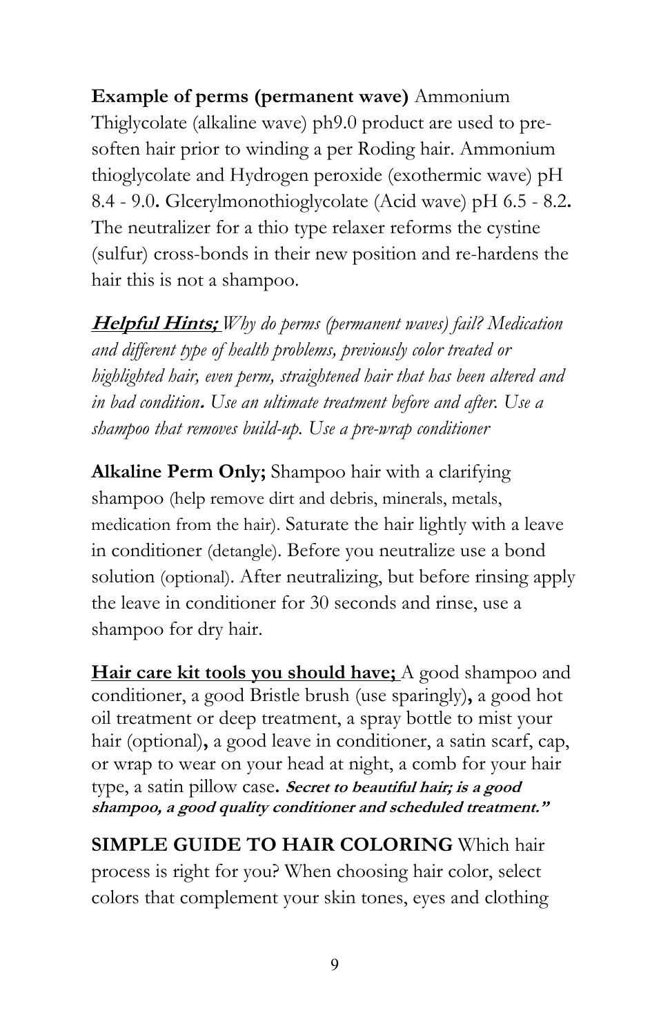**Example of perms (permanent wave)** Ammonium Thiglycolate (alkaline wave) ph9.0 product are used to pre-soften hair prior to winding a per Roding hair. Ammonium thioglycolate and Hydrogen peroxide (exothermic wave) pH 8.4 - 9.0**.** Glcerylmonothioglycolate (Acid wave) pH 6.5 - 8.2**.** The neutralizer for a thio type relaxer reforms the cystine (sulfur) cross-bonds in their new position and re-hardens the hair this is not a shampoo.

***<u>Helpful Hints;</u>*** *Why do perms (permanent waves) fail? Medication and different type of health problems, previously color treated or highlighted hair, even perm, straightened hair that has been altered and in bad condition***.** *Use an ultimate treatment before and after. Use a shampoo that removes build-up. Use a pre-wrap conditioner*

**Alkaline Perm Only;** Shampoo hair with a clarifying shampoo (help remove dirt and debris, minerals, metals, medication from the hair). Saturate the hair lightly with a leave in conditioner (detangle). Before you neutralize use a bond solution (optional). After neutralizing, but before rinsing apply the leave in conditioner for 30 seconds and rinse, use a shampoo for dry hair.

**<u>Hair care kit tools you should have;</u>** A good shampoo and conditioner, a good Bristle brush (use sparingly)**,** a good hot oil treatment or deep treatment, a spray bottle to mist your hair (optional)**,** a good leave in conditioner, a satin scarf, cap, or wrap to wear on your head at night, a comb for your hair type, a satin pillow case**.** ***Secret to beautiful hair; is a good shampoo, a good quality conditioner and scheduled treatment."***

**SIMPLE GUIDE TO HAIR COLORING** Which hair process is right for you? When choosing hair color, select colors that complement your skin tones, eyes and clothing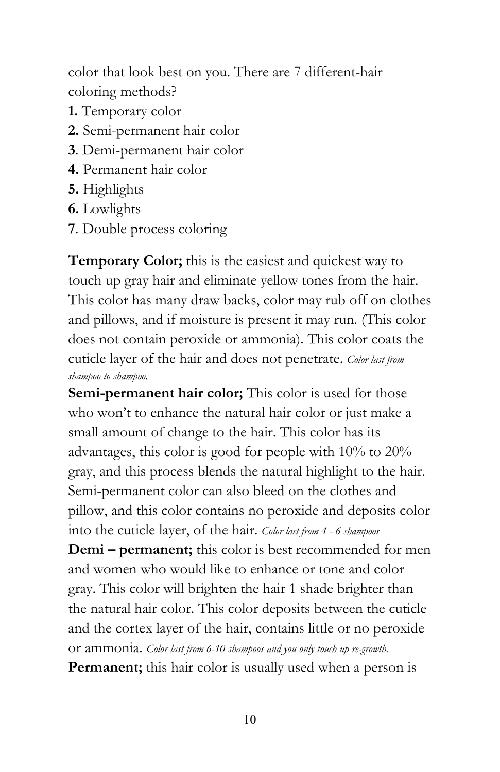color that look best on you. There are 7 different-hair coloring methods?

**1.** Temporary color
**2.** Semi-permanent hair color
**3**. Demi-permanent hair color
**4.** Permanent hair color
**5.** Highlights
**6.** Lowlights
**7**. Double process coloring

**Temporary Color;** this is the easiest and quickest way to touch up gray hair and eliminate yellow tones from the hair. This color has many draw backs, color may rub off on clothes and pillows, and if moisture is present it may run. (This color does not contain peroxide or ammonia). This color coats the cuticle layer of the hair and does not penetrate. *Color last from shampoo to shampoo.*

**Semi-permanent hair color;** This color is used for those who won't to enhance the natural hair color or just make a small amount of change to the hair. This color has its advantages, this color is good for people with 10% to 20% gray, and this process blends the natural highlight to the hair. Semi-permanent color can also bleed on the clothes and pillow, and this color contains no peroxide and deposits color into the cuticle layer, of the hair. *Color last from 4 - 6 shampoos*

**Demi – permanent;** this color is best recommended for men and women who would like to enhance or tone and color gray. This color will brighten the hair 1 shade brighter than the natural hair color. This color deposits between the cuticle and the cortex layer of the hair, contains little or no peroxide or ammonia. *Color last from 6-10 shampoos and you only touch up re-growth.*

**Permanent;** this hair color is usually used when a person is